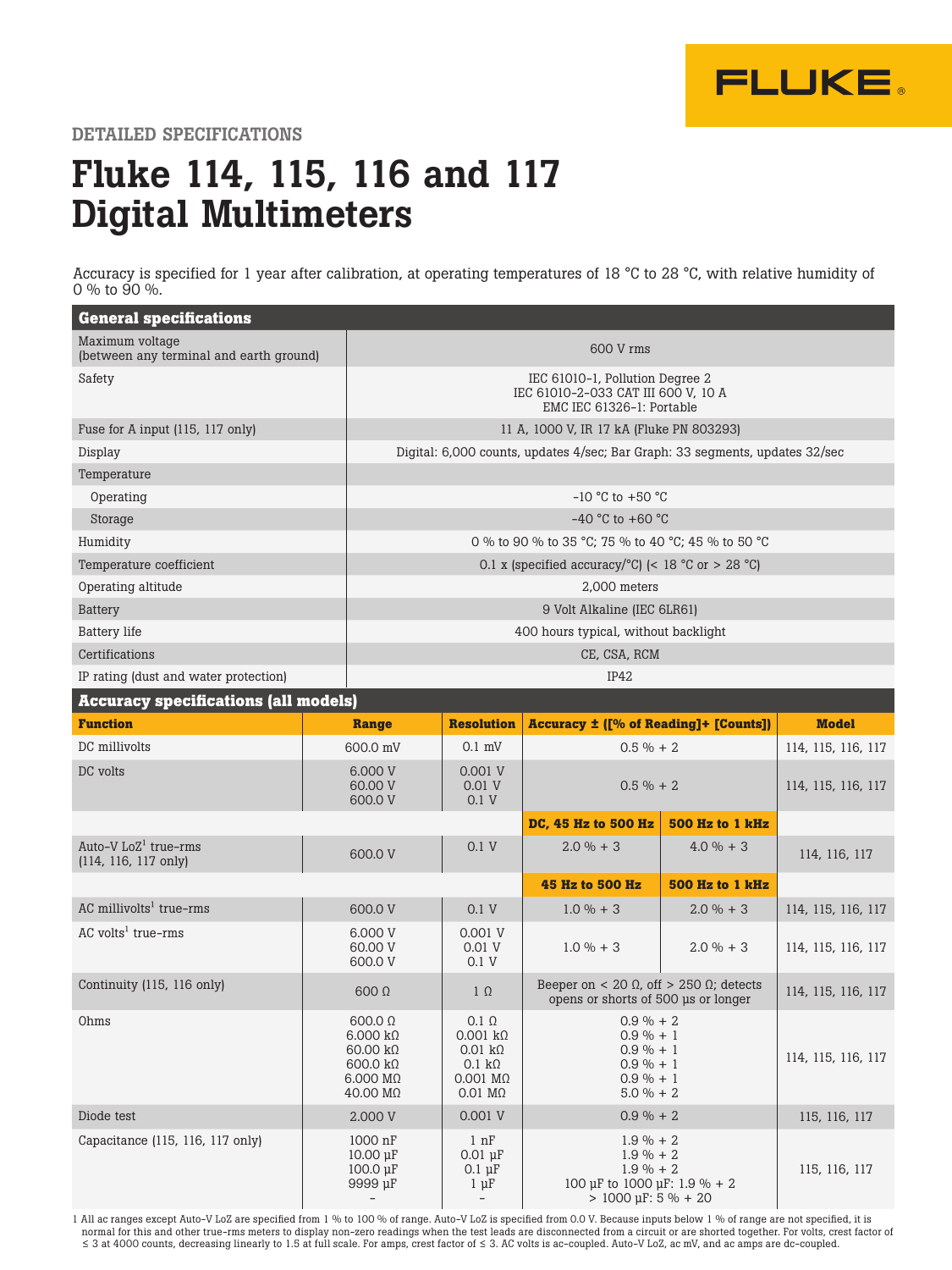DETAILED SPECIFICATIONS

# Fluke 114, 115, 116 and 117 Digital Multimeters

Accuracy is specified for 1 year after calibration, at operating temperatures of 18 °C to 28 °C, with relative humidity of 0 % to 90 %.

| General specifications | |
|---|---|
| Maximum voltage (between any terminal and earth ground) | 600 V rms |
| Safety | IEC 61010-1, Pollution Degree 2<br>IEC 61010-2-033 CAT III 600 V, 10 A<br>EMC IEC 61326-1: Portable |
| Fuse for A input (115, 117 only) | 11 A, 1000 V, IR 17 kA (Fluke PN 803293) |
| Display | Digital: 6,000 counts, updates 4/sec; Bar Graph: 33 segments, updates 32/sec |
| Temperature | |
| Operating | -10 °C to +50 °C |
| Storage | -40 °C to +60 °C |
| Humidity | 0 % to 90 % to 35 °C; 75 % to 40 °C; 45 % to 50 °C |
| Temperature coefficient | 0.1 x (specified accuracy/°C) (< 18 °C or > 28 °C) |
| Operating altitude | 2,000 meters |
| Battery | 9 Volt Alkaline (IEC 6LR61) |
| Battery life | 400 hours typical, without backlight |
| Certifications | CE, CSA, RCM |
| IP rating (dust and water protection) | IP42 |

**Accuracy specifications (all models)**

| Function | Range | Resolution | Accuracy ± ([% of Reading]+ [Counts]) | | Model |
|---|---|---|---|---|---|
| DC millivolts | 600.0 mV | 0.1 mV | 0.5 % + 2 | | 114, 115, 116, 117 |
| DC volts | 6.000 V<br>60.00 V<br>600.0 V | 0.001 V<br>0.01 V<br>0.1 V | 0.5 % + 2 | | 114, 115, 116, 117 |
| | | | **DC, 45 Hz to 500 Hz** | **500 Hz to 1 kHz** | |
| Auto-V LoZ[1] true-rms (114, 116, 117 only) | 600.0 V | 0.1 V | 2.0 % + 3 | 4.0 % + 3 | 114, 116, 117 |
| | | | **45 Hz to 500 Hz** | **500 Hz to 1 kHz** | |
| AC millivolts[1] true-rms | 600.0 V | 0.1 V | 1.0 % + 3 | 2.0 % + 3 | 114, 115, 116, 117 |
| AC volts[1] true-rms | 6.000 V<br>60.00 V<br>600.0 V | 0.001 V<br>0.01 V<br>0.1 V | 1.0 % + 3 | 2.0 % + 3 | 114, 115, 116, 117 |
| Continuity (115, 116 only) | 600 Ω | 1 Ω | Beeper on < 20 Ω, off > 250 Ω; detects opens or shorts of 500 µs or longer | | 114, 115, 116, 117 |
| Ohms | 600.0 Ω<br>6.000 kΩ<br>60.00 kΩ<br>600.0 kΩ<br>6.000 MΩ<br>40.00 MΩ | 0.1 Ω<br>0.001 kΩ<br>0.01 kΩ<br>0.1 kΩ<br>0.001 MΩ<br>0.01 MΩ | 0.9 % + 2<br>0.9 % + 1<br>0.9 % + 1<br>0.9 % + 1<br>0.9 % + 1<br>5.0 % + 2 | | 114, 115, 116, 117 |
| Diode test | 2.000 V | 0.001 V | 0.9 % + 2 | | 115, 116, 117 |
| Capacitance (115, 116, 117 only) | 1000 nF<br>10.00 µF<br>100.0 µF<br>9999 µF<br>- | 1 nF<br>0.01 µF<br>0.1 µF<br>1 µF<br>- | 1.9 % + 2<br>1.9 % + 2<br>1.9 % + 2<br>100 µF to 1000 µF: 1.9 % + 2<br>> 1000 µF: 5 % + 20 | | 115, 116, 117 |

1 All ac ranges except Auto-V LoZ are specified from 1 % to 100 % of range. Auto-V LoZ is specified from 0.0 V. Because inputs below 1 % of range are not specified, it is normal for this and other true-rms meters to display non-zero readings when the test leads are disconnected from a circuit or are shorted together. For volts, crest factor of ≤ 3 at 4000 counts, decreasing linearly to 1.5 at full scale. For amps, crest factor of ≤ 3. AC volts is ac-coupled. Auto-V LoZ, ac mV, and ac amps are dc-coupled.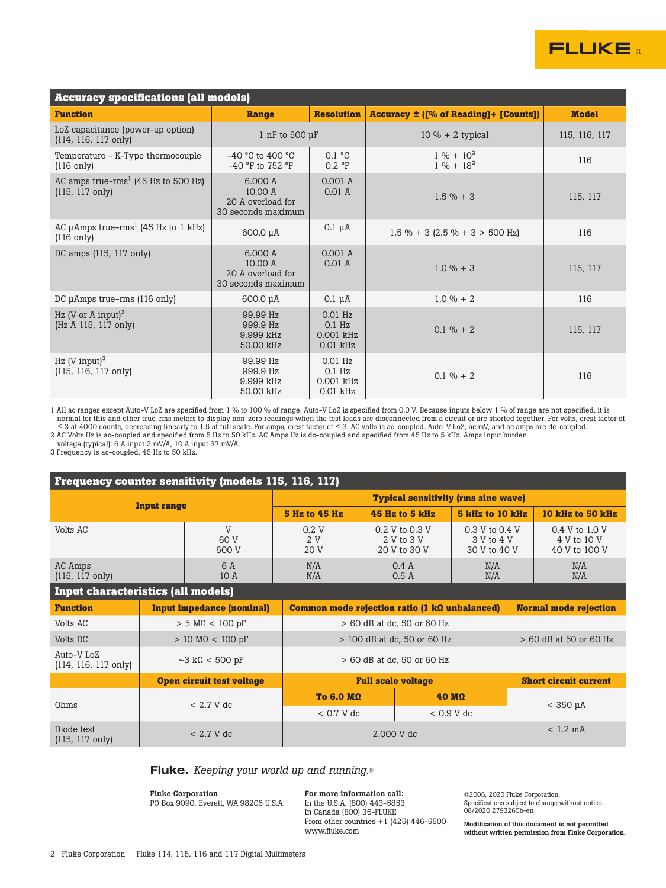## Accuracy specifications (all models)

| Function | Range | Resolution | Accuracy ± ([% of Reading]+ [Counts]) | Model |
|---|---|---|---|---|
| LoZ capacitance (power-up option) (114, 116, 117 only) | 1 nF to 500 µF | | 10 % + 2 typical | 115, 116, 117 |
| Temperature - K-Type thermocouple (116 only) | -40 °C to 400 °C<br>-40 °F to 752 °F | 0.1 °C<br>0.2 °F | 1 % + 10[2]<br>1 % + 18[2] | 116 |
| AC amps true-rms[1] (45 Hz to 500 Hz) (115, 117 only) | 6.000 A<br>10.00 A<br>20 A overload for 30 seconds maximum | 0.001 A<br>0.01 A | 1.5 % + 3 | 115, 117 |
| AC µAmps true-rms[1] (45 Hz to 1 kHz) (116 only) | 600.0 µA | 0.1 µA | 1.5 % + 3 (2.5 % + 3 > 500 Hz) | 116 |
| DC amps (115, 117 only) | 6.000 A<br>10.00 A<br>20 A overload for 30 seconds maximum | 0.001 A<br>0.01 A | 1.0 % + 3 | 115, 117 |
| DC µAmps true-rms (116 only) | 600.0 µA | 0.1 µA | 1.0 % + 2 | 116 |
| Hz (V or A input)[2] (Hz A 115, 117 only) | 99.99 Hz<br>999.9 Hz<br>9.999 kHz<br>50.00 kHz | 0.01 Hz<br>0.1 Hz<br>0.001 kHz<br>0.01 kHz | 0.1 % + 2 | 115, 117 |
| Hz (V input)[3] (115, 116, 117 only) | 99.99 Hz<br>999.9 Hz<br>9.999 kHz<br>50.00 kHz | 0.01 Hz<br>0.1 Hz<br>0.001 kHz<br>0.01 kHz | 0.1 % + 2 | 116 |

1 All ac ranges except Auto-V LoZ are specified from 1 % to 100 % of range. Auto-V LoZ is specified from 0.0 V. Because inputs below 1 % of range are not specified, it is normal for this and other true-rms meters to display non-zero readings when the test leads are disconnected from a circuit or are shorted together. For volts, crest factor of ≤ 3 at 4000 counts, decreasing linearly to 1.5 at full scale. For amps, crest factor of ≤ 3. AC volts is ac-coupled. Auto-V LoZ, ac mV, and ac amps are dc-coupled.
2 AC Volts Hz is ac-coupled and specified from 5 Hz to 50 kHz. AC Amps Hz is dc-coupled and specified from 45 Hz to 5 kHz. Amps input burden voltage (typical): 6 A input 2 mV/A, 10 A input 37 mV/A.
3 Frequency is ac-coupled, 45 Hz to 50 kHz.

## Frequency counter sensitivity (models 115, 116, 117)

| Input range | | Typical sensitivity (rms sine wave) | | | |
|---|---|---|---|---|---|
| | | 5 Hz to 45 Hz | 45 Hz to 5 kHz | 5 kHz to 10 kHz | 10 kHz to 50 kHz |
| Volts AC | V<br>60 V<br>600 V | 0.2 V<br>2 V<br>20 V | 0.2 V to 0.3 V<br>2 V to 3 V<br>20 V to 30 V | 0.3 V to 0.4 V<br>3 V to 4 V<br>30 V to 40 V | 0.4 V to 1.0 V<br>4 V to 10 V<br>40 V to 100 V |
| AC Amps (115, 117 only) | 6 A<br>10 A | N/A<br>N/A | 0.4 A<br>0.5 A | N/A<br>N/A | N/A<br>N/A |

## Input characteristics (all models)

| Function | Input impedance (nominal) | Common mode rejection ratio (1 kΩ unbalanced) | | Normal mode rejection |
|---|---|---|---|---|
| Volts AC | > 5 MΩ < 100 pF | > 60 dB at dc, 50 or 60 Hz | | |
| Volts DC | > 10 MΩ < 100 pF | > 100 dB at dc, 50 or 60 Hz | | > 60 dB at 50 or 60 Hz |
| Auto-V LoZ (114, 116, 117 only) | ~3 kΩ < 500 pF | > 60 dB at dc, 50 or 60 Hz | | |
| | **Open circuit test voltage** | **Full scale voltage** | | **Short circuit current** |
| | | **To 6.0 MΩ** | **40 MΩ** | |
| Ohms | < 2.7 V dc | < 0.7 V dc | < 0.9 V dc | < 350 µA |
| Diode test (115, 117 only) | < 2.7 V dc | 2.000 V dc | | < 1.2 mA |

**Fluke.** *Keeping your world up and running.®*

**Fluke Corporation**
PO Box 9090, Everett, WA 98206 U.S.A.

**For more information call:**
In the U.S.A. (800) 443-5853
In Canada (800) 36-FLUKE
From other countries +1 (425) 446-5500
www.fluke.com

©2006, 2020 Fluke Corporation.
Specifications subject to change without notice.
08/2020 2793260b-en

**Modification of this document is not permitted without written permission from Fluke Corporation.**